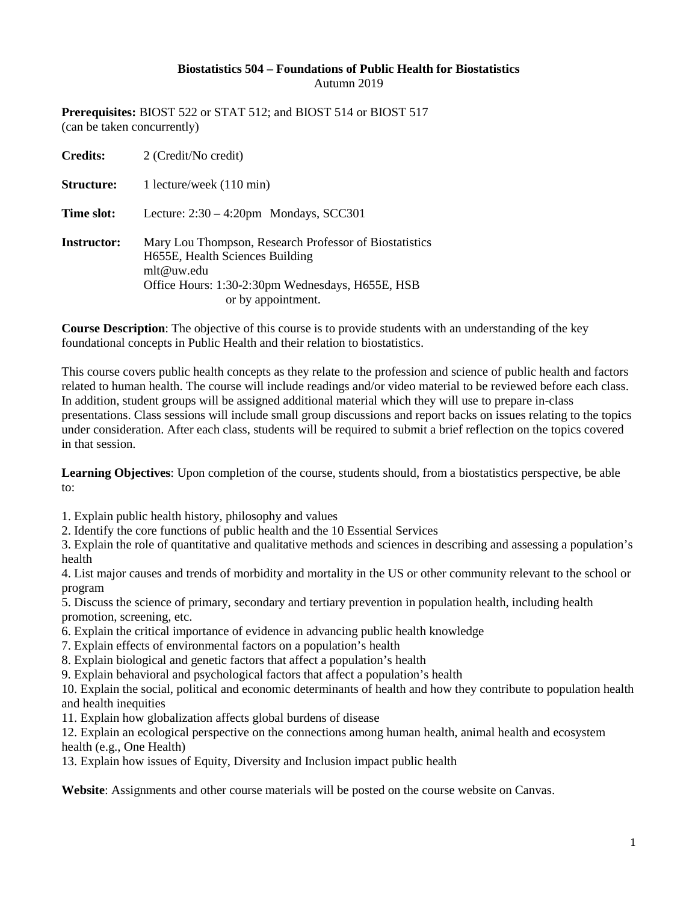**Biostatistics 504 – Foundations of Public Health for Biostatistics**
Autumn 2019

**Prerequisites:** BIOST 522 or STAT 512; and BIOST 514 or BIOST 517
(can be taken concurrently)

**Credits:** 2 (Credit/No credit)

**Structure:** 1 lecture/week (110 min)

**Time slot:** Lecture: 2:30 – 4:20pm Mondays, SCC301

**Instructor:** Mary Lou Thompson, Research Professor of Biostatistics
H655E, Health Sciences Building
mlt@uw.edu
Office Hours: 1:30-2:30pm Wednesdays, H655E, HSB
or by appointment.

**Course Description**: The objective of this course is to provide students with an understanding of the key foundational concepts in Public Health and their relation to biostatistics.

This course covers public health concepts as they relate to the profession and science of public health and factors related to human health. The course will include readings and/or video material to be reviewed before each class. In addition, student groups will be assigned additional material which they will use to prepare in-class presentations. Class sessions will include small group discussions and report backs on issues relating to the topics under consideration. After each class, students will be required to submit a brief reflection on the topics covered in that session.

**Learning Objectives**: Upon completion of the course, students should, from a biostatistics perspective, be able to:

1. Explain public health history, philosophy and values
2. Identify the core functions of public health and the 10 Essential Services
3. Explain the role of quantitative and qualitative methods and sciences in describing and assessing a population's health
4. List major causes and trends of morbidity and mortality in the US or other community relevant to the school or program
5. Discuss the science of primary, secondary and tertiary prevention in population health, including health promotion, screening, etc.
6. Explain the critical importance of evidence in advancing public health knowledge
7. Explain effects of environmental factors on a population's health
8. Explain biological and genetic factors that affect a population's health
9. Explain behavioral and psychological factors that affect a population's health
10. Explain the social, political and economic determinants of health and how they contribute to population health and health inequities
11. Explain how globalization affects global burdens of disease
12. Explain an ecological perspective on the connections among human health, animal health and ecosystem health (e.g., One Health)
13. Explain how issues of Equity, Diversity and Inclusion impact public health

**Website**: Assignments and other course materials will be posted on the course website on Canvas.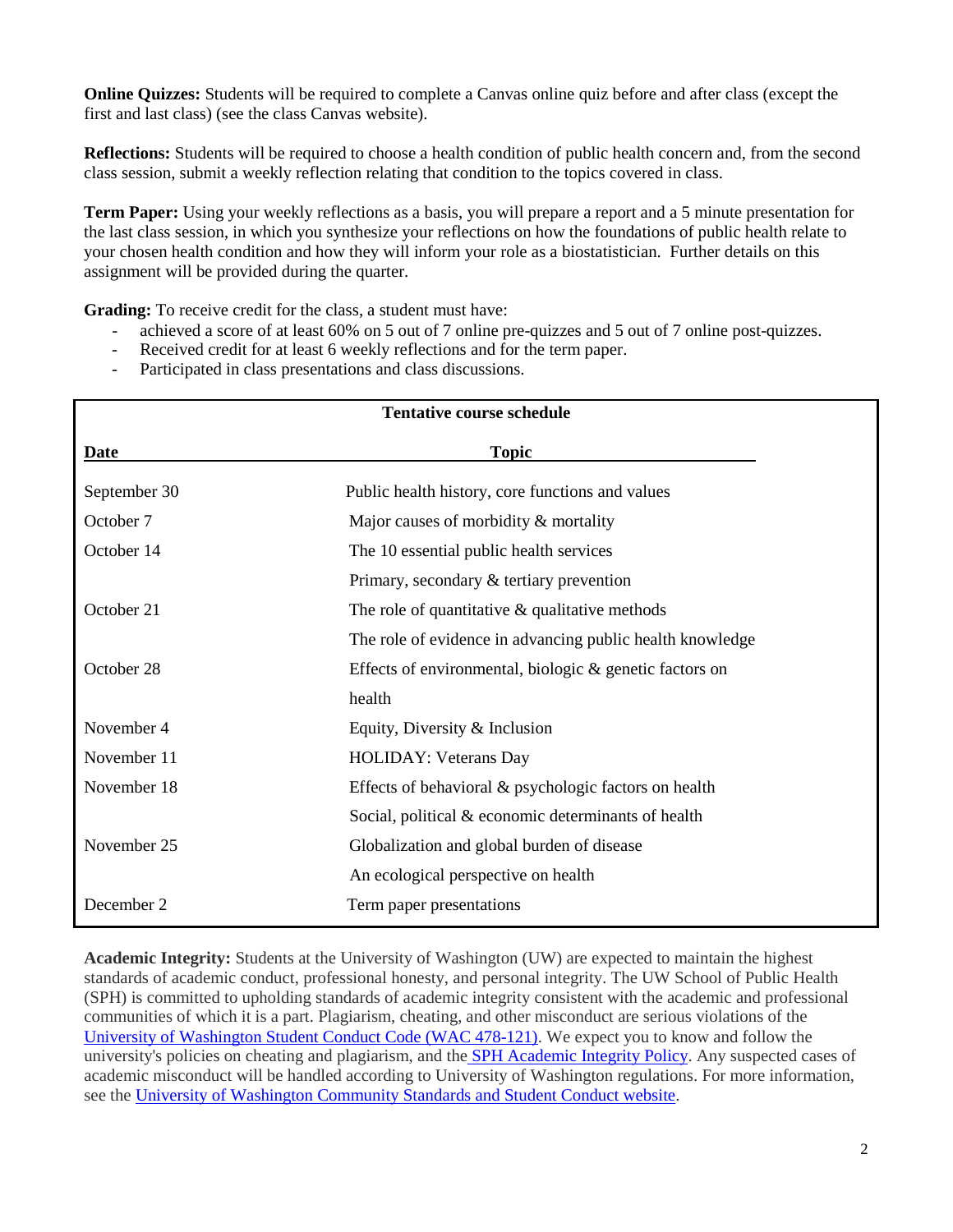**Online Quizzes:** Students will be required to complete a Canvas online quiz before and after class (except the first and last class) (see the class Canvas website).

**Reflections:** Students will be required to choose a health condition of public health concern and, from the second class session, submit a weekly reflection relating that condition to the topics covered in class.

**Term Paper:** Using your weekly reflections as a basis, you will prepare a report and a 5 minute presentation for the last class session, in which you synthesize your reflections on how the foundations of public health relate to your chosen health condition and how they will inform your role as a biostatistician. Further details on this assignment will be provided during the quarter.

**Grading:** To receive credit for the class, a student must have:

- achieved a score of at least 60% on 5 out of 7 online pre-quizzes and 5 out of 7 online post-quizzes.
- Received credit for at least 6 weekly reflections and for the term paper.
- Participated in class presentations and class discussions.

**Tentative course schedule**

| Date | Topic |
|---|---|
| September 30 | Public health history, core functions and values |
| October 7 | Major causes of morbidity & mortality |
| October 14 | The 10 essential public health services |
| | Primary, secondary & tertiary prevention |
| October 21 | The role of quantitative & qualitative methods |
| | The role of evidence in advancing public health knowledge |
| October 28 | Effects of environmental, biologic & genetic factors on health |
| November 4 | Equity, Diversity & Inclusion |
| November 11 | HOLIDAY: Veterans Day |
| November 18 | Effects of behavioral & psychologic factors on health |
| | Social, political & economic determinants of health |
| November 25 | Globalization and global burden of disease |
| | An ecological perspective on health |
| December 2 | Term paper presentations |

**Academic Integrity:** Students at the University of Washington (UW) are expected to maintain the highest standards of academic conduct, professional honesty, and personal integrity. The UW School of Public Health (SPH) is committed to upholding standards of academic integrity consistent with the academic and professional communities of which it is a part. Plagiarism, cheating, and other misconduct are serious violations of the University of Washington Student Conduct Code (WAC 478-121). We expect you to know and follow the university's policies on cheating and plagiarism, and the SPH Academic Integrity Policy. Any suspected cases of academic misconduct will be handled according to University of Washington regulations. For more information, see the University of Washington Community Standards and Student Conduct website.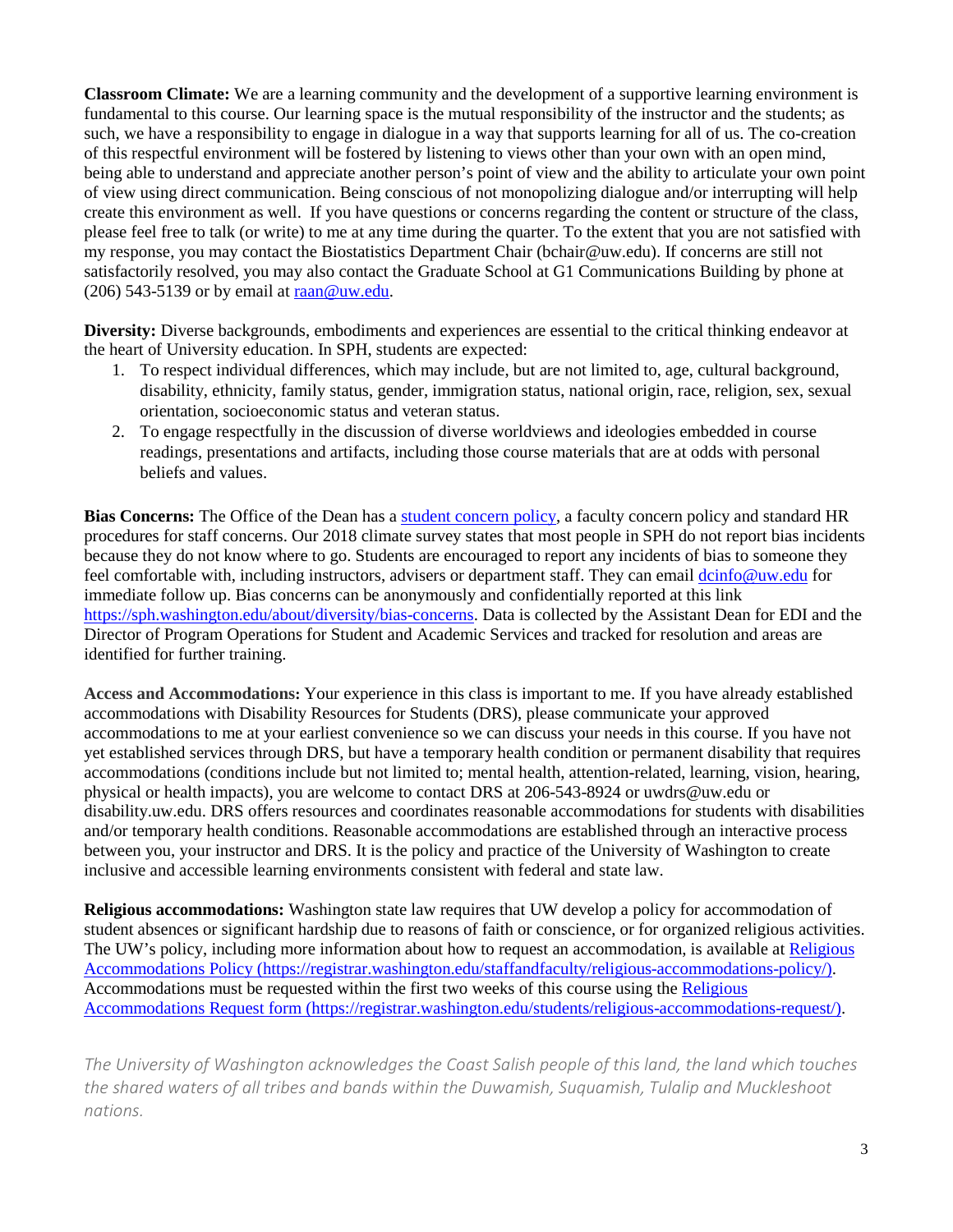**Classroom Climate:** We are a learning community and the development of a supportive learning environment is fundamental to this course. Our learning space is the mutual responsibility of the instructor and the students; as such, we have a responsibility to engage in dialogue in a way that supports learning for all of us. The co-creation of this respectful environment will be fostered by listening to views other than your own with an open mind, being able to understand and appreciate another person's point of view and the ability to articulate your own point of view using direct communication. Being conscious of not monopolizing dialogue and/or interrupting will help create this environment as well. If you have questions or concerns regarding the content or structure of the class, please feel free to talk (or write) to me at any time during the quarter. To the extent that you are not satisfied with my response, you may contact the Biostatistics Department Chair (bchair@uw.edu). If concerns are still not satisfactorily resolved, you may also contact the Graduate School at G1 Communications Building by phone at (206) 543-5139 or by email at raan@uw.edu.

**Diversity:** Diverse backgrounds, embodiments and experiences are essential to the critical thinking endeavor at the heart of University education. In SPH, students are expected:

1. To respect individual differences, which may include, but are not limited to, age, cultural background, disability, ethnicity, family status, gender, immigration status, national origin, race, religion, sex, sexual orientation, socioeconomic status and veteran status.
2. To engage respectfully in the discussion of diverse worldviews and ideologies embedded in course readings, presentations and artifacts, including those course materials that are at odds with personal beliefs and values.

**Bias Concerns:** The Office of the Dean has a student concern policy, a faculty concern policy and standard HR procedures for staff concerns. Our 2018 climate survey states that most people in SPH do not report bias incidents because they do not know where to go. Students are encouraged to report any incidents of bias to someone they feel comfortable with, including instructors, advisers or department staff. They can email dcinfo@uw.edu for immediate follow up. Bias concerns can be anonymously and confidentially reported at this link https://sph.washington.edu/about/diversity/bias-concerns. Data is collected by the Assistant Dean for EDI and the Director of Program Operations for Student and Academic Services and tracked for resolution and areas are identified for further training.

**Access and Accommodations:** Your experience in this class is important to me. If you have already established accommodations with Disability Resources for Students (DRS), please communicate your approved accommodations to me at your earliest convenience so we can discuss your needs in this course. If you have not yet established services through DRS, but have a temporary health condition or permanent disability that requires accommodations (conditions include but not limited to; mental health, attention-related, learning, vision, hearing, physical or health impacts), you are welcome to contact DRS at 206-543-8924 or uwdrs@uw.edu or disability.uw.edu. DRS offers resources and coordinates reasonable accommodations for students with disabilities and/or temporary health conditions. Reasonable accommodations are established through an interactive process between you, your instructor and DRS. It is the policy and practice of the University of Washington to create inclusive and accessible learning environments consistent with federal and state law.

**Religious accommodations:** Washington state law requires that UW develop a policy for accommodation of student absences or significant hardship due to reasons of faith or conscience, or for organized religious activities. The UW's policy, including more information about how to request an accommodation, is available at Religious Accommodations Policy (https://registrar.washington.edu/staffandfaculty/religious-accommodations-policy/). Accommodations must be requested within the first two weeks of this course using the Religious Accommodations Request form (https://registrar.washington.edu/students/religious-accommodations-request/).

*The University of Washington acknowledges the Coast Salish people of this land, the land which touches the shared waters of all tribes and bands within the Duwamish, Suquamish, Tulalip and Muckleshoot nations.*